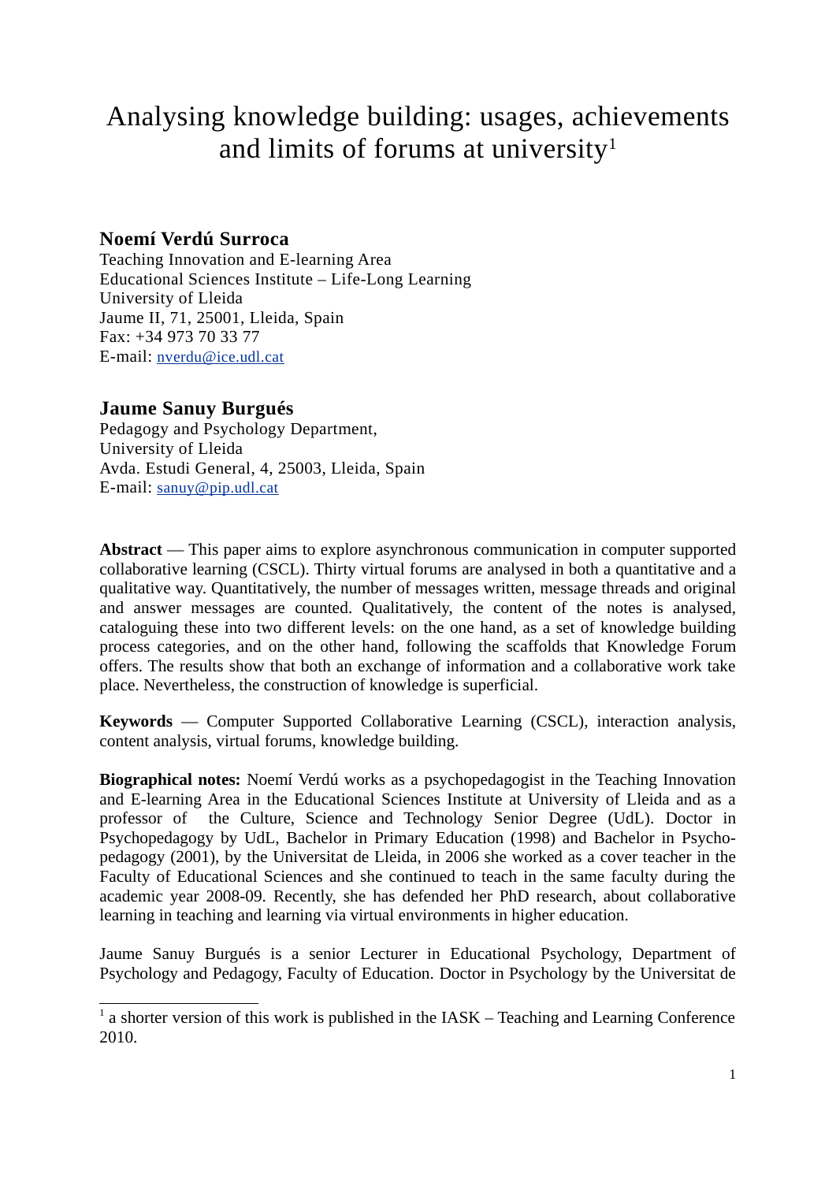# Analysing knowledge building: usages, achievements and limits of forums at university[1]

**Noemí Verdú Surroca**
Teaching Innovation and E-learning Area
Educational Sciences Institute – Life-Long Learning
University of Lleida
Jaume II, 71, 25001, Lleida, Spain
Fax: +34 973 70 33 77
E-mail: nverdu@ice.udl.cat

**Jaume Sanuy Burgués**
Pedagogy and Psychology Department,
University of Lleida
Avda. Estudi General, 4, 25003, Lleida, Spain
E-mail: sanuy@pip.udl.cat

**Abstract** — This paper aims to explore asynchronous communication in computer supported collaborative learning (CSCL). Thirty virtual forums are analysed in both a quantitative and a qualitative way. Quantitatively, the number of messages written, message threads and original and answer messages are counted. Qualitatively, the content of the notes is analysed, cataloguing these into two different levels: on the one hand, as a set of knowledge building process categories, and on the other hand, following the scaffolds that Knowledge Forum offers. The results show that both an exchange of information and a collaborative work take place. Nevertheless, the construction of knowledge is superficial.

**Keywords** — Computer Supported Collaborative Learning (CSCL), interaction analysis, content analysis, virtual forums, knowledge building.

**Biographical notes:** Noemí Verdú works as a psychopedagogist in the Teaching Innovation and E-learning Area in the Educational Sciences Institute at University of Lleida and as a professor of the Culture, Science and Technology Senior Degree (UdL). Doctor in Psychopedagogy by UdL, Bachelor in Primary Education (1998) and Bachelor in Psycho-pedagogy (2001), by the Universitat de Lleida, in 2006 she worked as a cover teacher in the Faculty of Educational Sciences and she continued to teach in the same faculty during the academic year 2008-09. Recently, she has defended her PhD research, about collaborative learning in teaching and learning via virtual environments in higher education.

Jaume Sanuy Burgués is a senior Lecturer in Educational Psychology, Department of Psychology and Pedagogy, Faculty of Education. Doctor in Psychology by the Universitat de

[1] a shorter version of this work is published in the IASK – Teaching and Learning Conference 2010.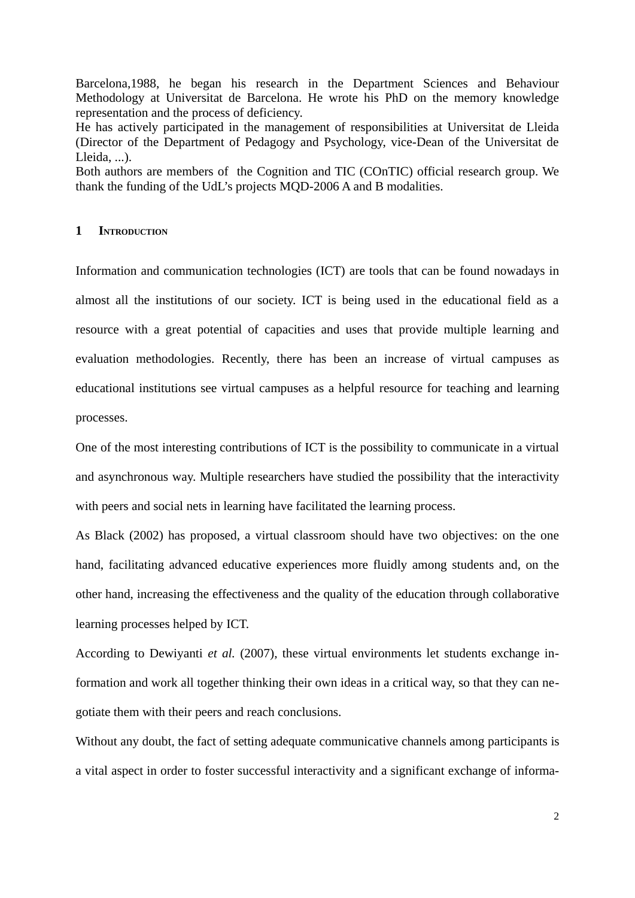Barcelona,1988, he began his research in the Department Sciences and Behaviour Methodology at Universitat de Barcelona. He wrote his PhD on the memory knowledge representation and the process of deficiency.
He has actively participated in the management of responsibilities at Universitat de Lleida (Director of the Department of Pedagogy and Psychology, vice-Dean of the Universitat de Lleida, ...).
Both authors are members of the Cognition and TIC (COnTIC) official research group. We thank the funding of the UdL's projects MQD-2006 A and B modalities.

## 1 Introduction

Information and communication technologies (ICT) are tools that can be found nowadays in almost all the institutions of our society. ICT is being used in the educational field as a resource with a great potential of capacities and uses that provide multiple learning and evaluation methodologies. Recently, there has been an increase of virtual campuses as educational institutions see virtual campuses as a helpful resource for teaching and learning processes.

One of the most interesting contributions of ICT is the possibility to communicate in a virtual and asynchronous way. Multiple researchers have studied the possibility that the interactivity with peers and social nets in learning have facilitated the learning process.

As Black (2002) has proposed, a virtual classroom should have two objectives: on the one hand, facilitating advanced educative experiences more fluidly among students and, on the other hand, increasing the effectiveness and the quality of the education through collaborative learning processes helped by ICT.

According to Dewiyanti *et al.* (2007), these virtual environments let students exchange information and work all together thinking their own ideas in a critical way, so that they can negotiate them with their peers and reach conclusions.

Without any doubt, the fact of setting adequate communicative channels among participants is a vital aspect in order to foster successful interactivity and a significant exchange of informa-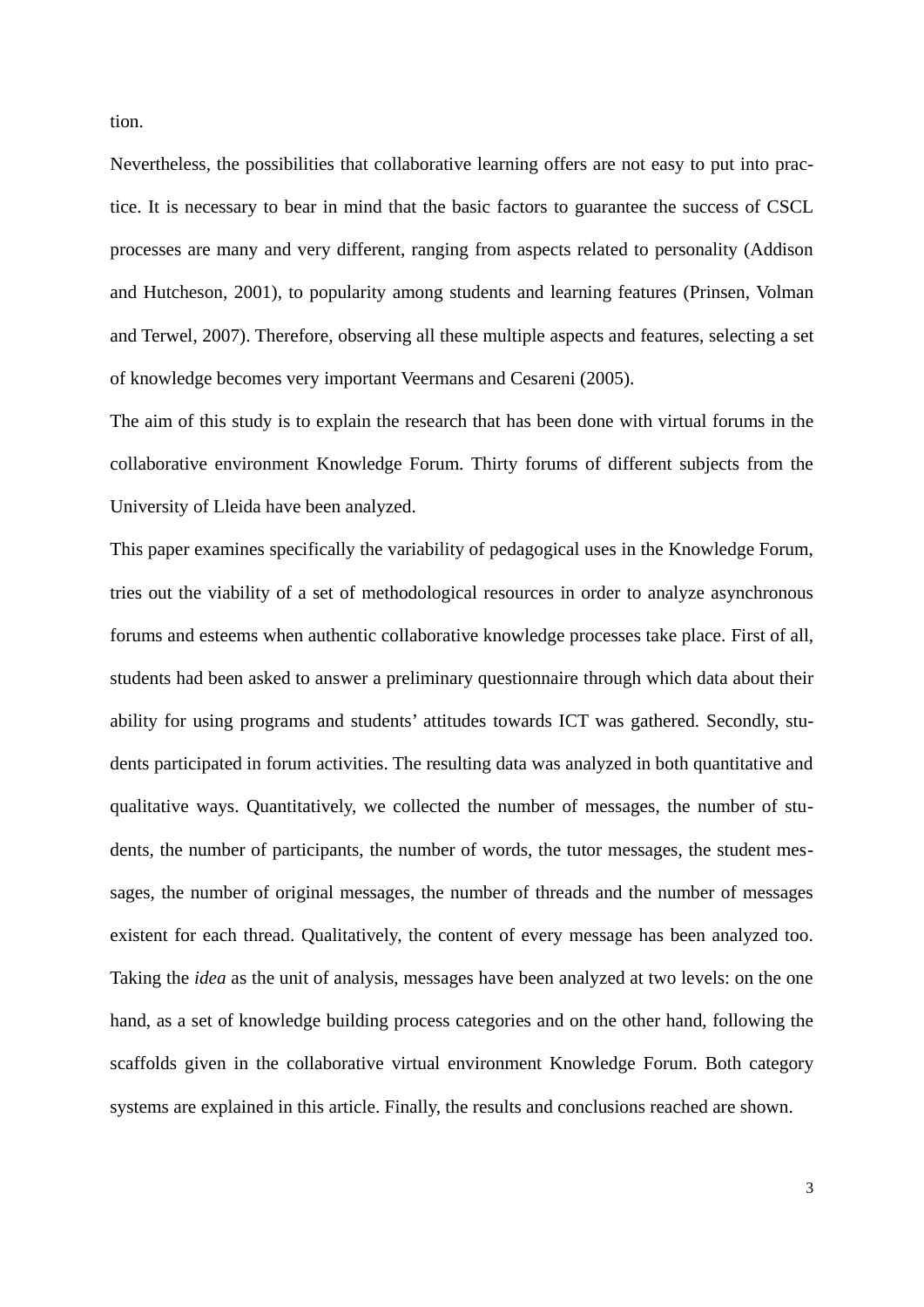tion.

Nevertheless, the possibilities that collaborative learning offers are not easy to put into practice. It is necessary to bear in mind that the basic factors to guarantee the success of CSCL processes are many and very different, ranging from aspects related to personality (Addison and Hutcheson, 2001), to popularity among students and learning features (Prinsen, Volman and Terwel, 2007). Therefore, observing all these multiple aspects and features, selecting a set of knowledge becomes very important Veermans and Cesareni (2005).

The aim of this study is to explain the research that has been done with virtual forums in the collaborative environment Knowledge Forum. Thirty forums of different subjects from the University of Lleida have been analyzed.

This paper examines specifically the variability of pedagogical uses in the Knowledge Forum, tries out the viability of a set of methodological resources in order to analyze asynchronous forums and esteems when authentic collaborative knowledge processes take place. First of all, students had been asked to answer a preliminary questionnaire through which data about their ability for using programs and students' attitudes towards ICT was gathered. Secondly, students participated in forum activities. The resulting data was analyzed in both quantitative and qualitative ways. Quantitatively, we collected the number of messages, the number of students, the number of participants, the number of words, the tutor messages, the student messages, the number of original messages, the number of threads and the number of messages existent for each thread. Qualitatively, the content of every message has been analyzed too. Taking the *idea* as the unit of analysis, messages have been analyzed at two levels: on the one hand, as a set of knowledge building process categories and on the other hand, following the scaffolds given in the collaborative virtual environment Knowledge Forum. Both category systems are explained in this article. Finally, the results and conclusions reached are shown.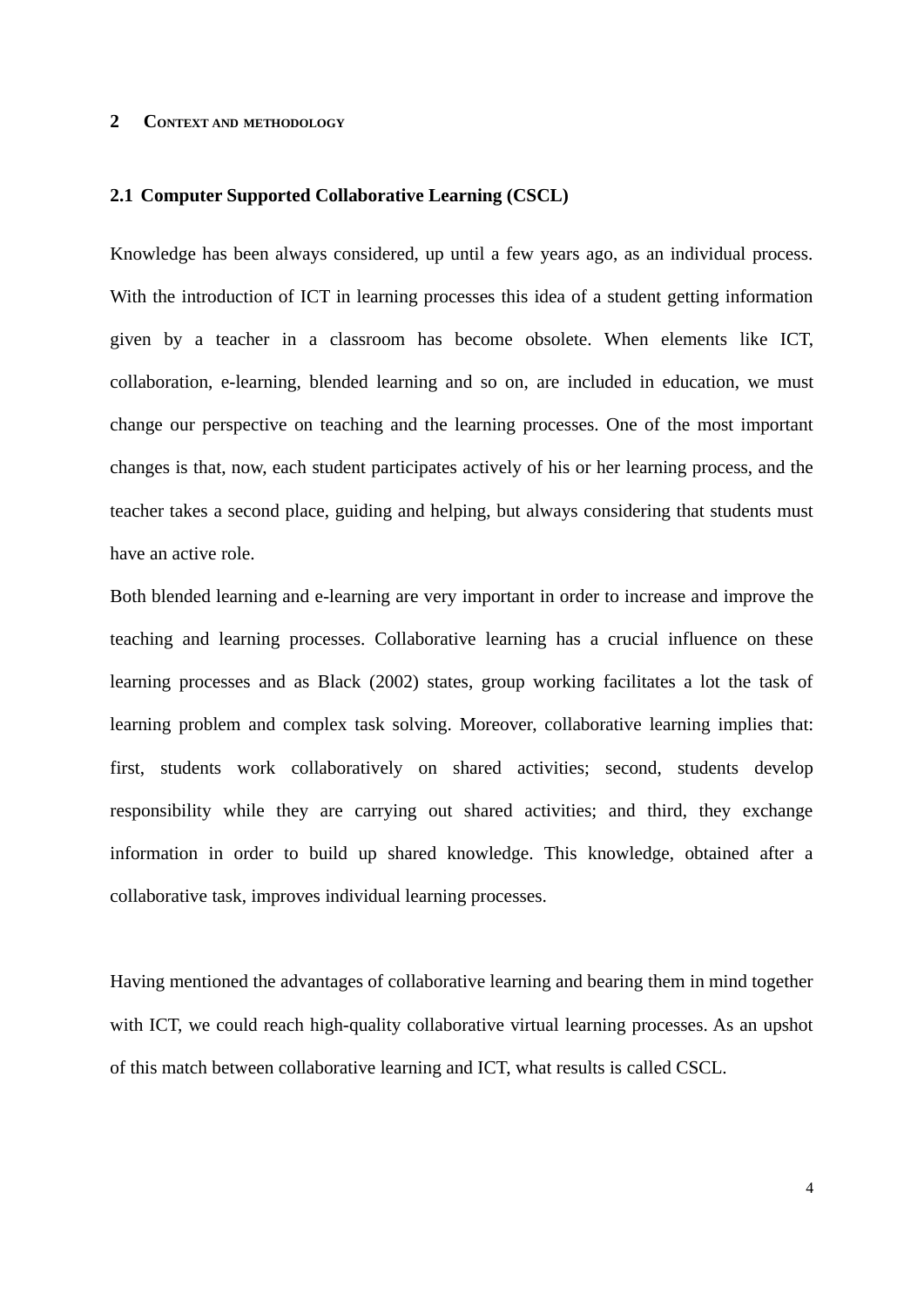# 2 Context and methodology

## 2.1 Computer Supported Collaborative Learning (CSCL)

Knowledge has been always considered, up until a few years ago, as an individual process. With the introduction of ICT in learning processes this idea of a student getting information given by a teacher in a classroom has become obsolete. When elements like ICT, collaboration, e-learning, blended learning and so on, are included in education, we must change our perspective on teaching and the learning processes. One of the most important changes is that, now, each student participates actively of his or her learning process, and the teacher takes a second place, guiding and helping, but always considering that students must have an active role.

Both blended learning and e-learning are very important in order to increase and improve the teaching and learning processes. Collaborative learning has a crucial influence on these learning processes and as Black (2002) states, group working facilitates a lot the task of learning problem and complex task solving. Moreover, collaborative learning implies that: first, students work collaboratively on shared activities; second, students develop responsibility while they are carrying out shared activities; and third, they exchange information in order to build up shared knowledge. This knowledge, obtained after a collaborative task, improves individual learning processes.

Having mentioned the advantages of collaborative learning and bearing them in mind together with ICT, we could reach high-quality collaborative virtual learning processes. As an upshot of this match between collaborative learning and ICT, what results is called CSCL.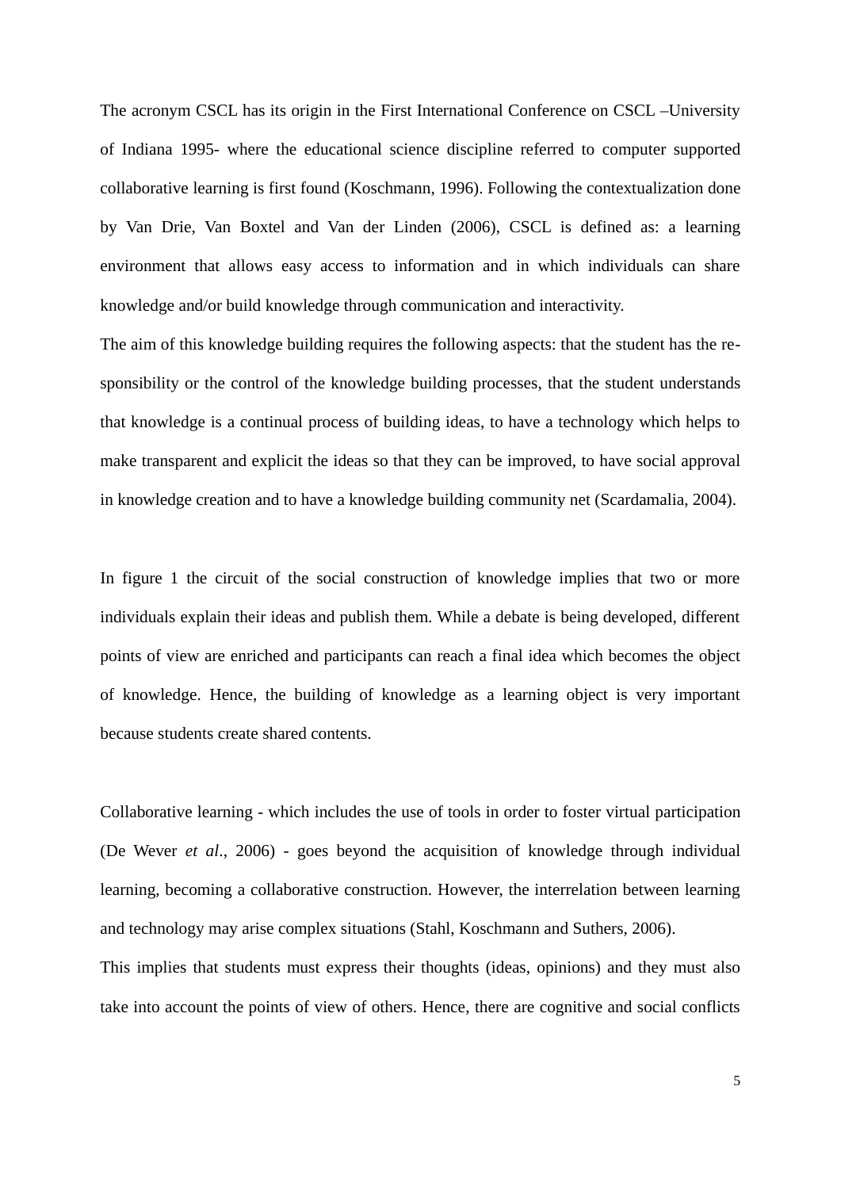The acronym CSCL has its origin in the First International Conference on CSCL –University of Indiana 1995- where the educational science discipline referred to computer supported collaborative learning is first found (Koschmann, 1996). Following the contextualization done by Van Drie, Van Boxtel and Van der Linden (2006), CSCL is defined as: a learning environment that allows easy access to information and in which individuals can share knowledge and/or build knowledge through communication and interactivity.

The aim of this knowledge building requires the following aspects: that the student has the responsibility or the control of the knowledge building processes, that the student understands that knowledge is a continual process of building ideas, to have a technology which helps to make transparent and explicit the ideas so that they can be improved, to have social approval in knowledge creation and to have a knowledge building community net (Scardamalia, 2004).

In figure 1 the circuit of the social construction of knowledge implies that two or more individuals explain their ideas and publish them. While a debate is being developed, different points of view are enriched and participants can reach a final idea which becomes the object of knowledge. Hence, the building of knowledge as a learning object is very important because students create shared contents.

Collaborative learning - which includes the use of tools in order to foster virtual participation (De Wever *et al*., 2006) - goes beyond the acquisition of knowledge through individual learning, becoming a collaborative construction. However, the interrelation between learning and technology may arise complex situations (Stahl, Koschmann and Suthers, 2006).

This implies that students must express their thoughts (ideas, opinions) and they must also take into account the points of view of others. Hence, there are cognitive and social conflicts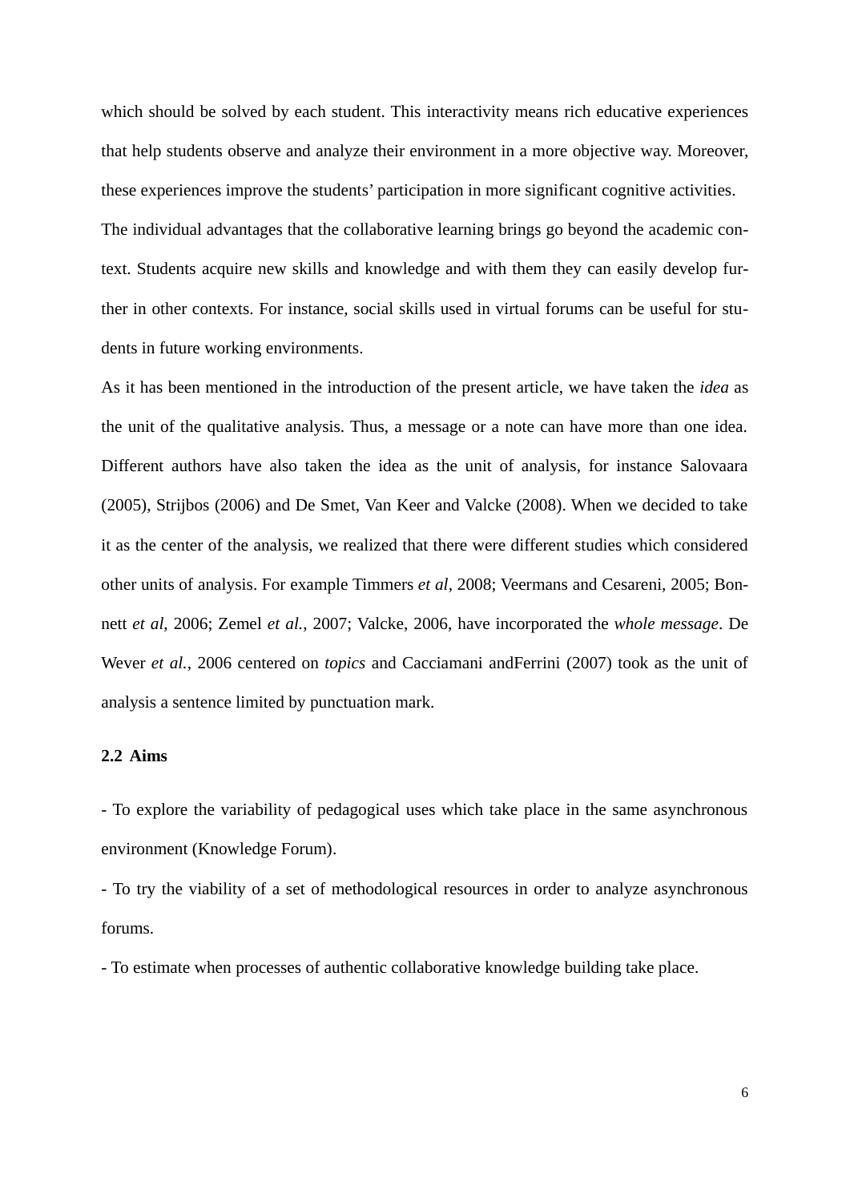which should be solved by each student. This interactivity means rich educative experiences that help students observe and analyze their environment in a more objective way. Moreover, these experiences improve the students' participation in more significant cognitive activities.

The individual advantages that the collaborative learning brings go beyond the academic context. Students acquire new skills and knowledge and with them they can easily develop further in other contexts. For instance, social skills used in virtual forums can be useful for students in future working environments.

As it has been mentioned in the introduction of the present article, we have taken the *idea* as the unit of the qualitative analysis. Thus, a message or a note can have more than one idea. Different authors have also taken the idea as the unit of analysis, for instance Salovaara (2005), Strijbos (2006) and De Smet, Van Keer and Valcke (2008). When we decided to take it as the center of the analysis, we realized that there were different studies which considered other units of analysis. For example Timmers *et al*, 2008; Veermans and Cesareni, 2005; Bonnett *et al*, 2006; Zemel *et al.*, 2007; Valcke, 2006, have incorporated the *whole message*. De Wever *et al.*, 2006 centered on *topics* and Cacciamani andFerrini (2007) took as the unit of analysis a sentence limited by punctuation mark.

### 2.2 Aims

- To explore the variability of pedagogical uses which take place in the same asynchronous environment (Knowledge Forum).
- To try the viability of a set of methodological resources in order to analyze asynchronous forums.
- To estimate when processes of authentic collaborative knowledge building take place.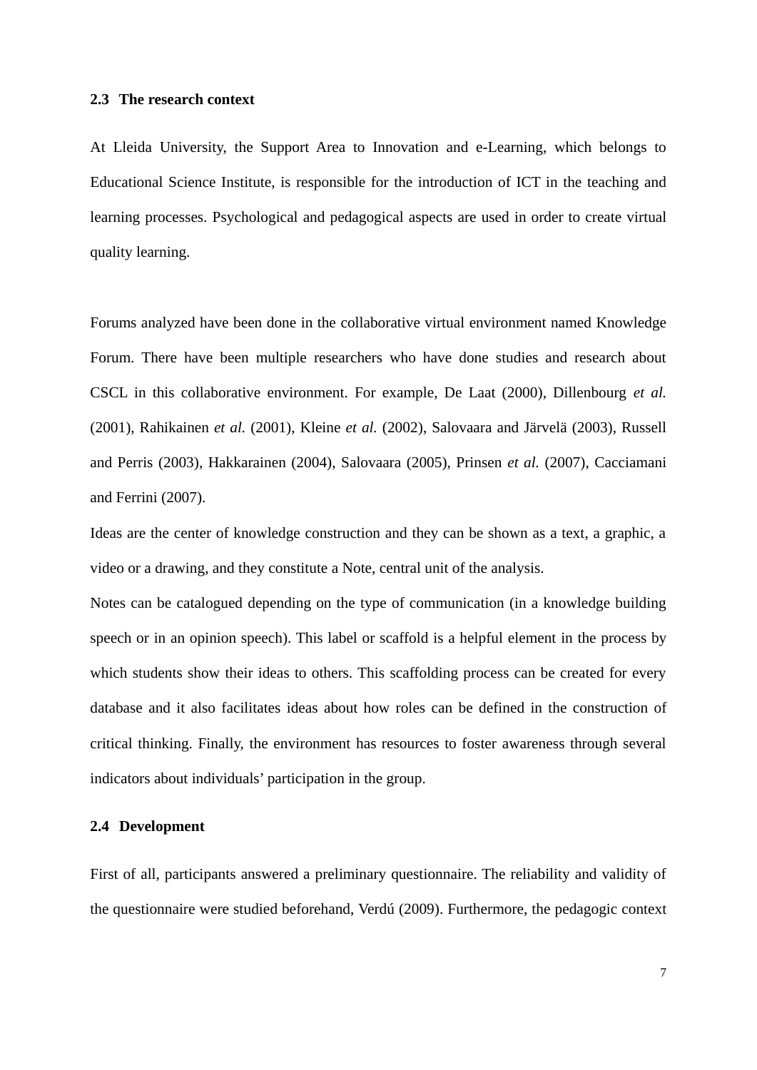### 2.3 The research context

At Lleida University, the Support Area to Innovation and e-Learning, which belongs to Educational Science Institute, is responsible for the introduction of ICT in the teaching and learning processes. Psychological and pedagogical aspects are used in order to create virtual quality learning.

Forums analyzed have been done in the collaborative virtual environment named Knowledge Forum. There have been multiple researchers who have done studies and research about CSCL in this collaborative environment. For example, De Laat (2000), Dillenbourg *et al.* (2001), Rahikainen *et al.* (2001), Kleine *et al.* (2002), Salovaara and Järvelä (2003), Russell and Perris (2003), Hakkarainen (2004), Salovaara (2005), Prinsen *et al.* (2007), Cacciamani and Ferrini (2007).

Ideas are the center of knowledge construction and they can be shown as a text, a graphic, a video or a drawing, and they constitute a Note, central unit of the analysis.

Notes can be catalogued depending on the type of communication (in a knowledge building speech or in an opinion speech). This label or scaffold is a helpful element in the process by which students show their ideas to others. This scaffolding process can be created for every database and it also facilitates ideas about how roles can be defined in the construction of critical thinking. Finally, the environment has resources to foster awareness through several indicators about individuals' participation in the group.

### 2.4 Development

First of all, participants answered a preliminary questionnaire. The reliability and validity of the questionnaire were studied beforehand, Verdú (2009). Furthermore, the pedagogic context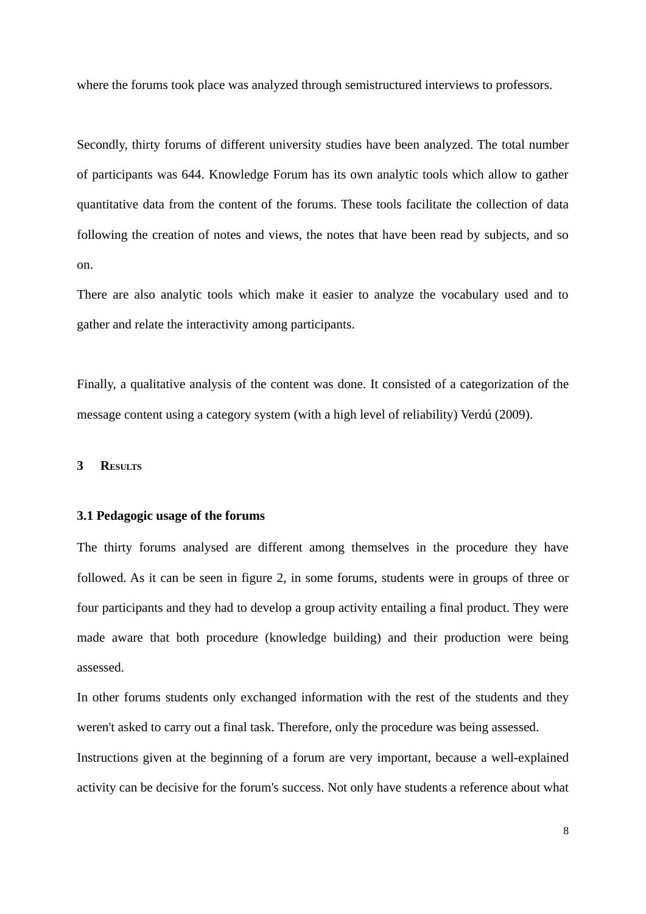where the forums took place was analyzed through semistructured interviews to professors.

Secondly, thirty forums of different university studies have been analyzed. The total number of participants was 644. Knowledge Forum has its own analytic tools which allow to gather quantitative data from the content of the forums. These tools facilitate the collection of data following the creation of notes and views, the notes that have been read by subjects, and so on.

There are also analytic tools which make it easier to analyze the vocabulary used and to gather and relate the interactivity among participants.

Finally, a qualitative analysis of the content was done. It consisted of a categorization of the message content using a category system (with a high level of reliability) Verdú (2009).

## 3 Results

### 3.1 Pedagogic usage of the forums

The thirty forums analysed are different among themselves in the procedure they have followed. As it can be seen in figure 2, in some forums, students were in groups of three or four participants and they had to develop a group activity entailing a final product. They were made aware that both procedure (knowledge building) and their production were being assessed.

In other forums students only exchanged information with the rest of the students and they weren't asked to carry out a final task. Therefore, only the procedure was being assessed.

Instructions given at the beginning of a forum are very important, because a well-explained activity can be decisive for the forum's success. Not only have students a reference about what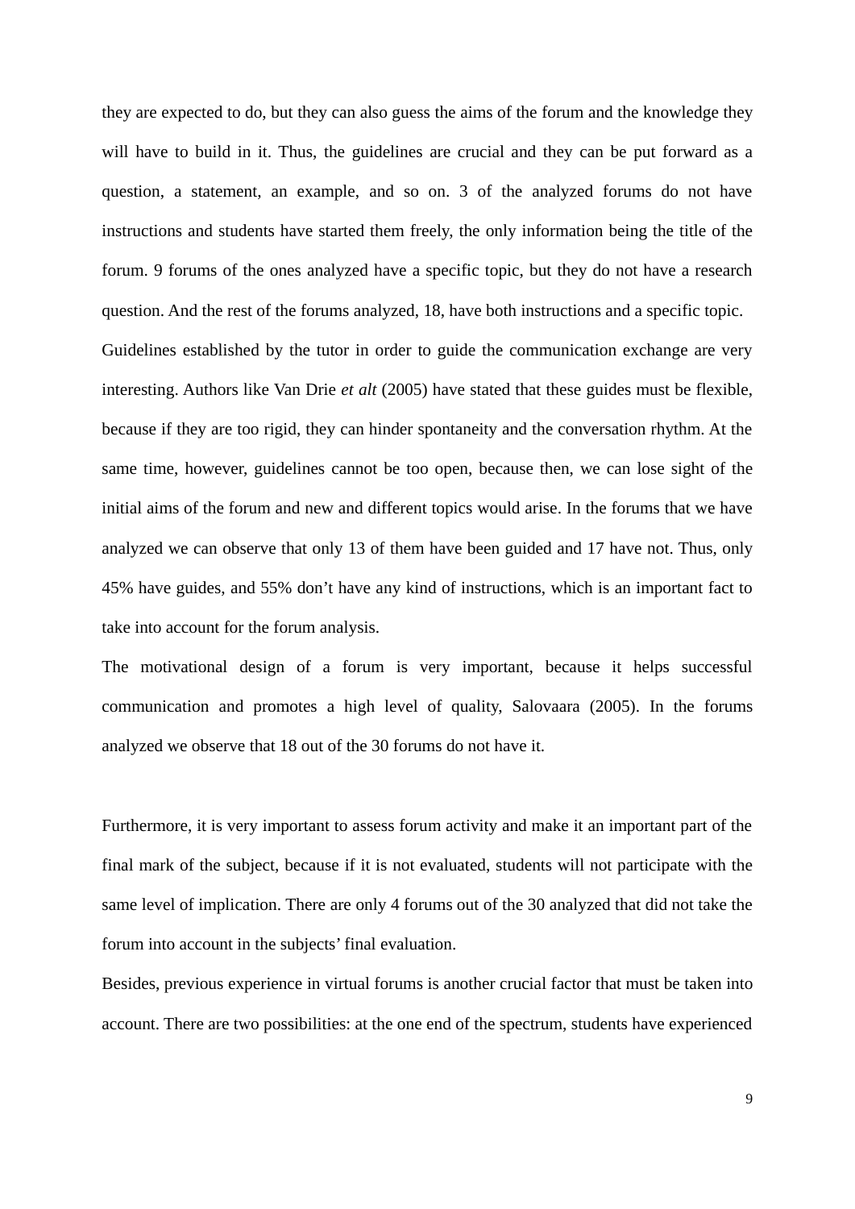they are expected to do, but they can also guess the aims of the forum and the knowledge they will have to build in it. Thus, the guidelines are crucial and they can be put forward as a question, a statement, an example, and so on. 3 of the analyzed forums do not have instructions and students have started them freely, the only information being the title of the forum. 9 forums of the ones analyzed have a specific topic, but they do not have a research question. And the rest of the forums analyzed, 18, have both instructions and a specific topic.

Guidelines established by the tutor in order to guide the communication exchange are very interesting. Authors like Van Drie *et alt* (2005) have stated that these guides must be flexible, because if they are too rigid, they can hinder spontaneity and the conversation rhythm. At the same time, however, guidelines cannot be too open, because then, we can lose sight of the initial aims of the forum and new and different topics would arise. In the forums that we have analyzed we can observe that only 13 of them have been guided and 17 have not. Thus, only 45% have guides, and 55% don't have any kind of instructions, which is an important fact to take into account for the forum analysis.

The motivational design of a forum is very important, because it helps successful communication and promotes a high level of quality, Salovaara (2005). In the forums analyzed we observe that 18 out of the 30 forums do not have it.

Furthermore, it is very important to assess forum activity and make it an important part of the final mark of the subject, because if it is not evaluated, students will not participate with the same level of implication. There are only 4 forums out of the 30 analyzed that did not take the forum into account in the subjects' final evaluation.

Besides, previous experience in virtual forums is another crucial factor that must be taken into account. There are two possibilities: at the one end of the spectrum, students have experienced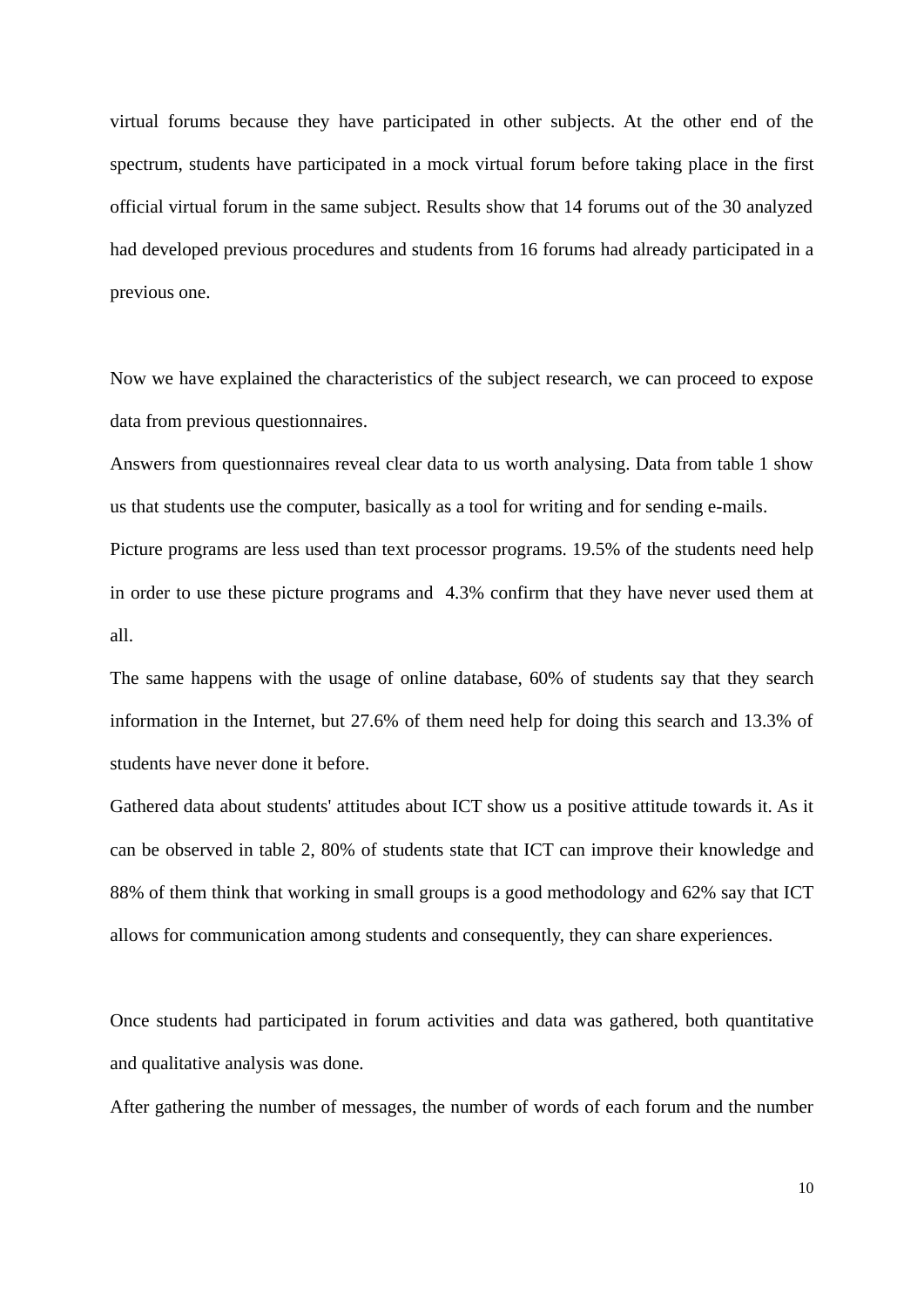virtual forums because they have participated in other subjects. At the other end of the spectrum, students have participated in a mock virtual forum before taking place in the first official virtual forum in the same subject. Results show that 14 forums out of the 30 analyzed had developed previous procedures and students from 16 forums had already participated in a previous one.

Now we have explained the characteristics of the subject research, we can proceed to expose data from previous questionnaires.

Answers from questionnaires reveal clear data to us worth analysing. Data from table 1 show us that students use the computer, basically as a tool for writing and for sending e-mails.

Picture programs are less used than text processor programs. 19.5% of the students need help in order to use these picture programs and 4.3% confirm that they have never used them at all.

The same happens with the usage of online database, 60% of students say that they search information in the Internet, but 27.6% of them need help for doing this search and 13.3% of students have never done it before.

Gathered data about students' attitudes about ICT show us a positive attitude towards it. As it can be observed in table 2, 80% of students state that ICT can improve their knowledge and 88% of them think that working in small groups is a good methodology and 62% say that ICT allows for communication among students and consequently, they can share experiences.

Once students had participated in forum activities and data was gathered, both quantitative and qualitative analysis was done.

After gathering the number of messages, the number of words of each forum and the number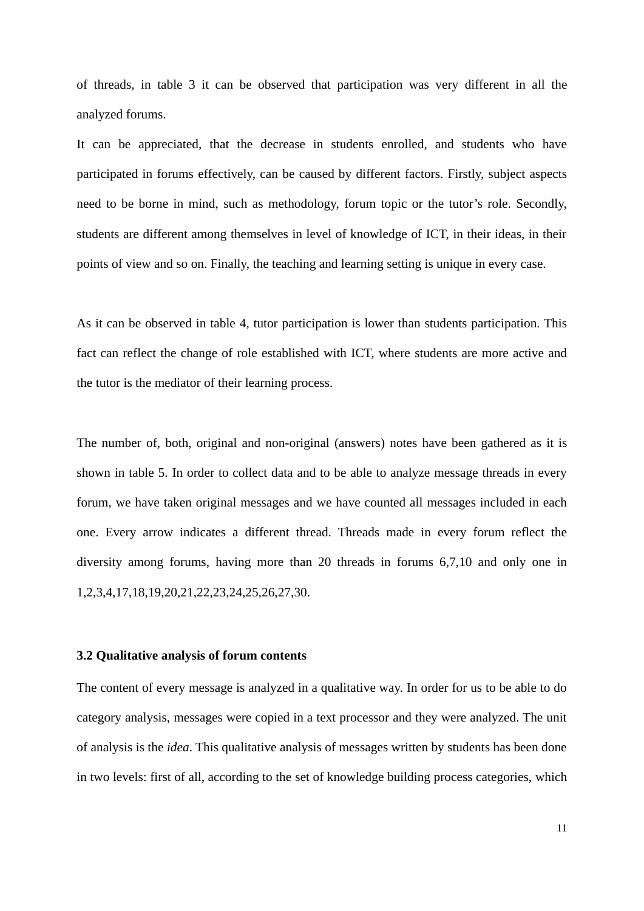of threads, in table 3 it can be observed that participation was very different in all the analyzed forums.

It can be appreciated, that the decrease in students enrolled, and students who have participated in forums effectively, can be caused by different factors. Firstly, subject aspects need to be borne in mind, such as methodology, forum topic or the tutor's role. Secondly, students are different among themselves in level of knowledge of ICT, in their ideas, in their points of view and so on. Finally, the teaching and learning setting is unique in every case.

As it can be observed in table 4, tutor participation is lower than students participation. This fact can reflect the change of role established with ICT, where students are more active and the tutor is the mediator of their learning process.

The number of, both, original and non-original (answers) notes have been gathered as it is shown in table 5. In order to collect data and to be able to analyze message threads in every forum, we have taken original messages and we have counted all messages included in each one. Every arrow indicates a different thread. Threads made in every forum reflect the diversity among forums, having more than 20 threads in forums 6,7,10 and only one in 1,2,3,4,17,18,19,20,21,22,23,24,25,26,27,30.

### 3.2 Qualitative analysis of forum contents

The content of every message is analyzed in a qualitative way. In order for us to be able to do category analysis, messages were copied in a text processor and they were analyzed. The unit of analysis is the *idea*. This qualitative analysis of messages written by students has been done in two levels: first of all, according to the set of knowledge building process categories, which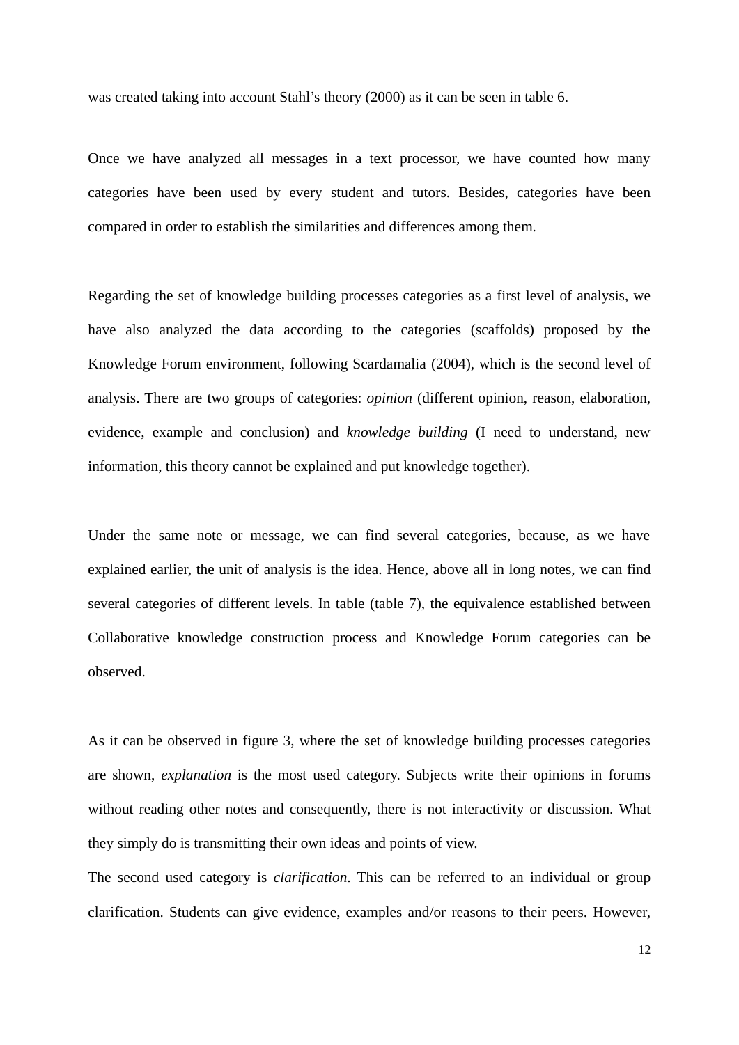was created taking into account Stahl's theory (2000) as it can be seen in table 6.

Once we have analyzed all messages in a text processor, we have counted how many categories have been used by every student and tutors. Besides, categories have been compared in order to establish the similarities and differences among them.

Regarding the set of knowledge building processes categories as a first level of analysis, we have also analyzed the data according to the categories (scaffolds) proposed by the Knowledge Forum environment, following Scardamalia (2004), which is the second level of analysis. There are two groups of categories: *opinion* (different opinion, reason, elaboration, evidence, example and conclusion) and *knowledge building* (I need to understand, new information, this theory cannot be explained and put knowledge together).

Under the same note or message, we can find several categories, because, as we have explained earlier, the unit of analysis is the idea. Hence, above all in long notes, we can find several categories of different levels. In table (table 7), the equivalence established between Collaborative knowledge construction process and Knowledge Forum categories can be observed.

As it can be observed in figure 3, where the set of knowledge building processes categories are shown, *explanation* is the most used category. Subjects write their opinions in forums without reading other notes and consequently, there is not interactivity or discussion. What they simply do is transmitting their own ideas and points of view.

The second used category is *clarification*. This can be referred to an individual or group clarification. Students can give evidence, examples and/or reasons to their peers. However,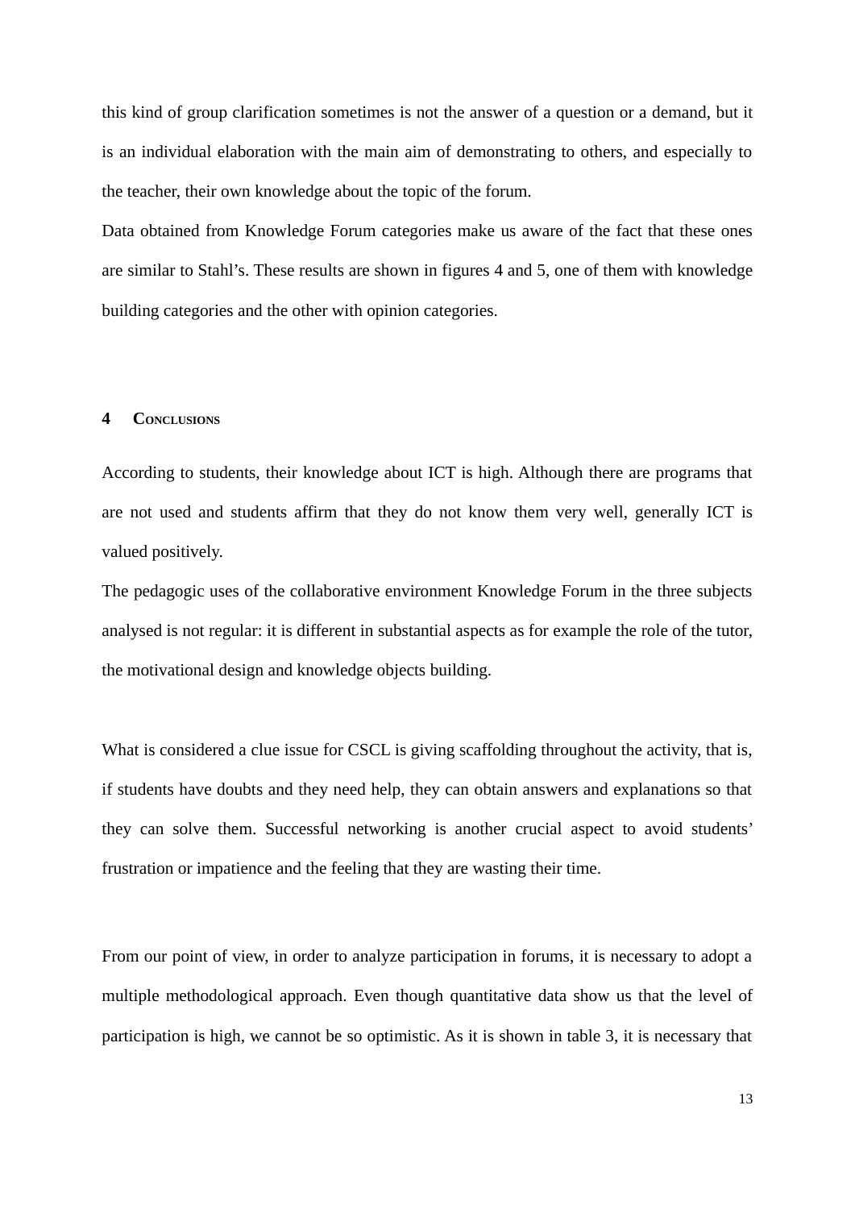this kind of group clarification sometimes is not the answer of a question or a demand, but it is an individual elaboration with the main aim of demonstrating to others, and especially to the teacher, their own knowledge about the topic of the forum.

Data obtained from Knowledge Forum categories make us aware of the fact that these ones are similar to Stahl's. These results are shown in figures 4 and 5, one of them with knowledge building categories and the other with opinion categories.

## 4 Conclusions

According to students, their knowledge about ICT is high. Although there are programs that are not used and students affirm that they do not know them very well, generally ICT is valued positively.

The pedagogic uses of the collaborative environment Knowledge Forum in the three subjects analysed is not regular: it is different in substantial aspects as for example the role of the tutor, the motivational design and knowledge objects building.

What is considered a clue issue for CSCL is giving scaffolding throughout the activity, that is, if students have doubts and they need help, they can obtain answers and explanations so that they can solve them. Successful networking is another crucial aspect to avoid students' frustration or impatience and the feeling that they are wasting their time.

From our point of view, in order to analyze participation in forums, it is necessary to adopt a multiple methodological approach. Even though quantitative data show us that the level of participation is high, we cannot be so optimistic. As it is shown in table 3, it is necessary that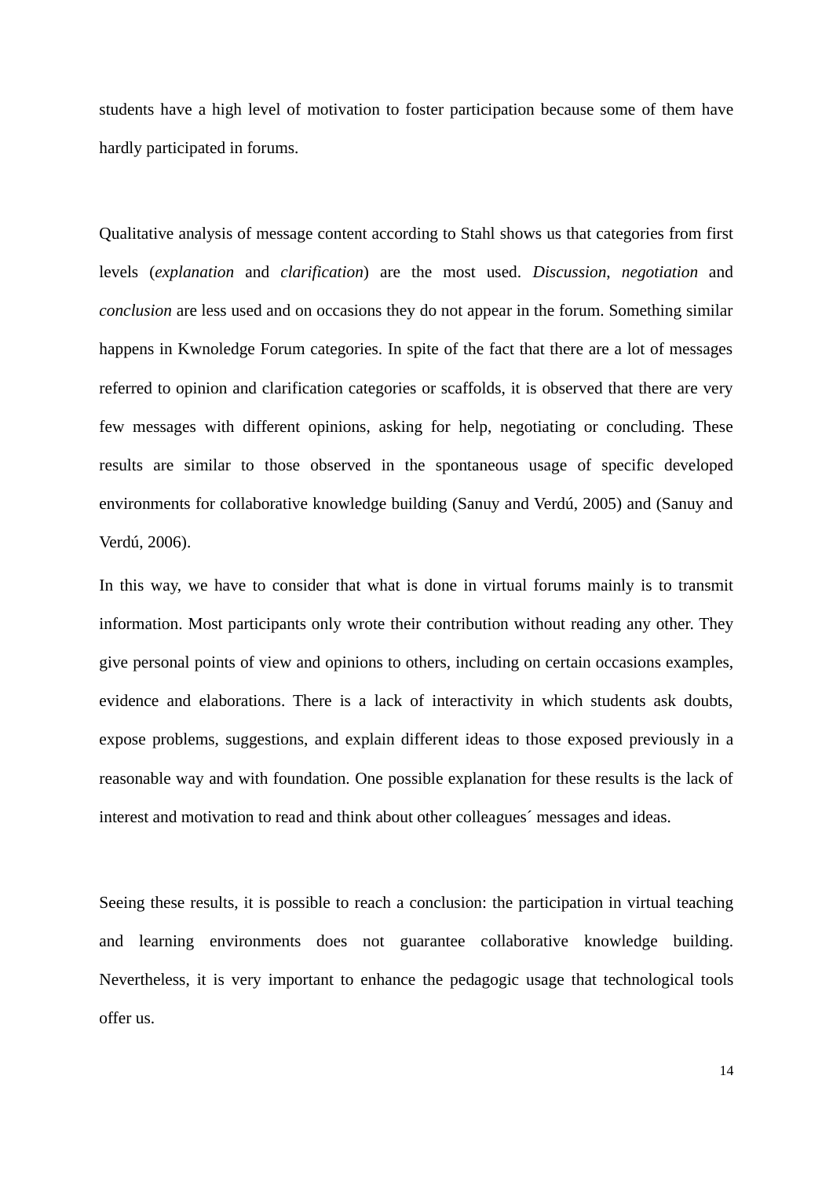students have a high level of motivation to foster participation because some of them have hardly participated in forums.

Qualitative analysis of message content according to Stahl shows us that categories from first levels (*explanation* and *clarification*) are the most used. *Discussion*, *negotiation* and *conclusion* are less used and on occasions they do not appear in the forum. Something similar happens in Kwnoledge Forum categories. In spite of the fact that there are a lot of messages referred to opinion and clarification categories or scaffolds, it is observed that there are very few messages with different opinions, asking for help, negotiating or concluding. These results are similar to those observed in the spontaneous usage of specific developed environments for collaborative knowledge building (Sanuy and Verdú, 2005) and (Sanuy and Verdú, 2006).

In this way, we have to consider that what is done in virtual forums mainly is to transmit information. Most participants only wrote their contribution without reading any other. They give personal points of view and opinions to others, including on certain occasions examples, evidence and elaborations. There is a lack of interactivity in which students ask doubts, expose problems, suggestions, and explain different ideas to those exposed previously in a reasonable way and with foundation. One possible explanation for these results is the lack of interest and motivation to read and think about other colleagues´ messages and ideas.

Seeing these results, it is possible to reach a conclusion: the participation in virtual teaching and learning environments does not guarantee collaborative knowledge building. Nevertheless, it is very important to enhance the pedagogic usage that technological tools offer us.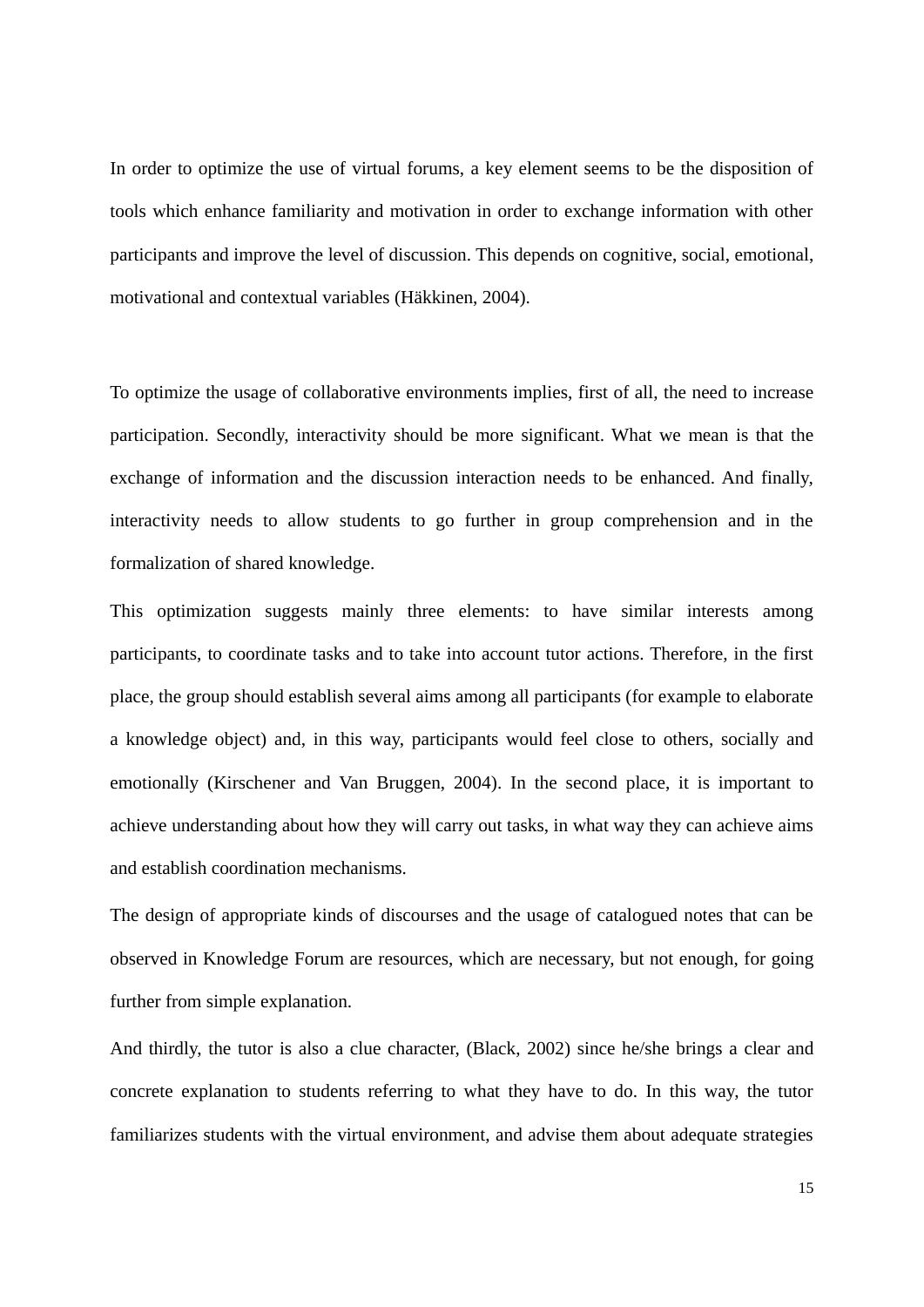In order to optimize the use of virtual forums, a key element seems to be the disposition of tools which enhance familiarity and motivation in order to exchange information with other participants and improve the level of discussion. This depends on cognitive, social, emotional, motivational and contextual variables (Häkkinen, 2004).

To optimize the usage of collaborative environments implies, first of all, the need to increase participation. Secondly, interactivity should be more significant. What we mean is that the exchange of information and the discussion interaction needs to be enhanced. And finally, interactivity needs to allow students to go further in group comprehension and in the formalization of shared knowledge.

This optimization suggests mainly three elements: to have similar interests among participants, to coordinate tasks and to take into account tutor actions. Therefore, in the first place, the group should establish several aims among all participants (for example to elaborate a knowledge object) and, in this way, participants would feel close to others, socially and emotionally (Kirschener and Van Bruggen, 2004). In the second place, it is important to achieve understanding about how they will carry out tasks, in what way they can achieve aims and establish coordination mechanisms.

The design of appropriate kinds of discourses and the usage of catalogued notes that can be observed in Knowledge Forum are resources, which are necessary, but not enough, for going further from simple explanation.

And thirdly, the tutor is also a clue character, (Black, 2002) since he/she brings a clear and concrete explanation to students referring to what they have to do. In this way, the tutor familiarizes students with the virtual environment, and advise them about adequate strategies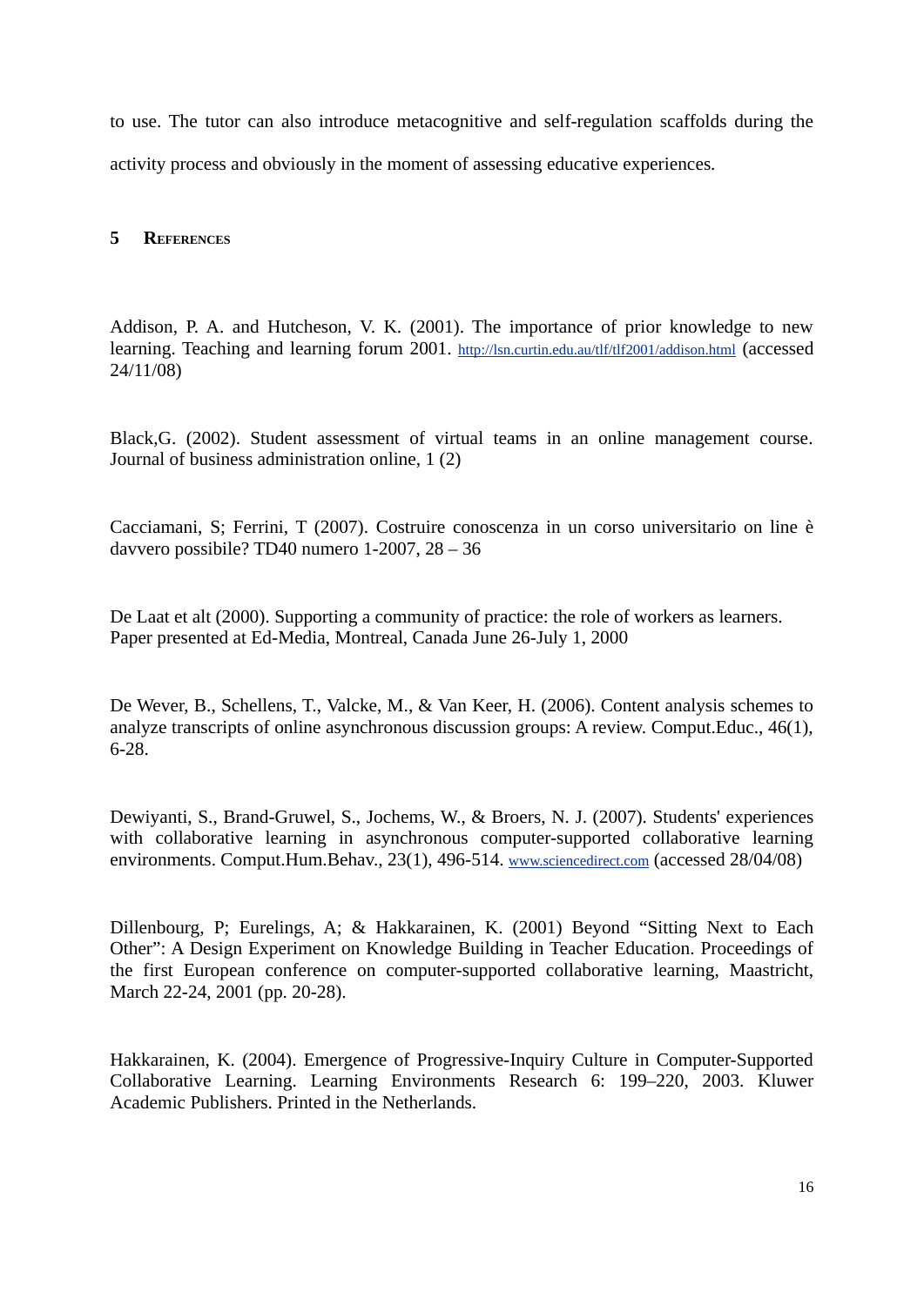to use. The tutor can also introduce metacognitive and self-regulation scaffolds during the activity process and obviously in the moment of assessing educative experiences.

## 5 References

Addison, P. A. and Hutcheson, V. K. (2001). The importance of prior knowledge to new learning. Teaching and learning forum 2001. http://lsn.curtin.edu.au/tlf/tlf2001/addison.html (accessed 24/11/08)

Black,G. (2002). Student assessment of virtual teams in an online management course. Journal of business administration online, 1 (2)

Cacciamani, S; Ferrini, T (2007). Costruire conoscenza in un corso universitario on line è davvero possibile? TD40 numero 1-2007, 28 – 36

De Laat et alt (2000). Supporting a community of practice: the role of workers as learners. Paper presented at Ed-Media, Montreal, Canada June 26-July 1, 2000

De Wever, B., Schellens, T., Valcke, M., & Van Keer, H. (2006). Content analysis schemes to analyze transcripts of online asynchronous discussion groups: A review. Comput.Educ., 46(1), 6-28.

Dewiyanti, S., Brand-Gruwel, S., Jochems, W., & Broers, N. J. (2007). Students' experiences with collaborative learning in asynchronous computer-supported collaborative learning environments. Comput.Hum.Behav., 23(1), 496-514. www.sciencedirect.com (accessed 28/04/08)

Dillenbourg, P; Eurelings, A; & Hakkarainen, K. (2001) Beyond "Sitting Next to Each Other": A Design Experiment on Knowledge Building in Teacher Education. Proceedings of the first European conference on computer-supported collaborative learning, Maastricht, March 22-24, 2001 (pp. 20-28).

Hakkarainen, K. (2004). Emergence of Progressive-Inquiry Culture in Computer-Supported Collaborative Learning. Learning Environments Research 6: 199–220, 2003. Kluwer Academic Publishers. Printed in the Netherlands.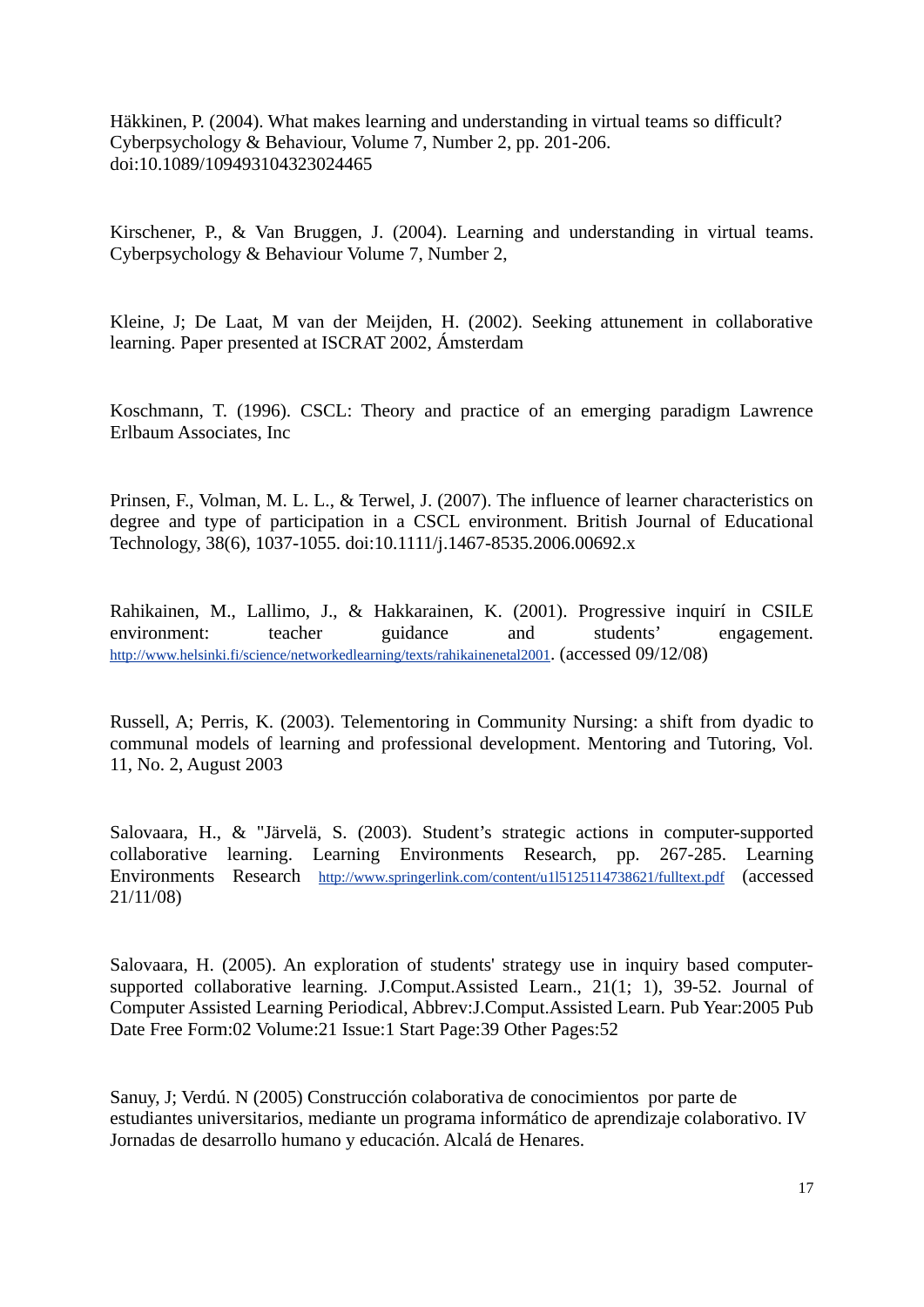Häkkinen, P. (2004). What makes learning and understanding in virtual teams so difficult? Cyberpsychology & Behaviour, Volume 7, Number 2, pp. 201-206. doi:10.1089/109493104323024465

Kirschener, P., & Van Bruggen, J. (2004). Learning and understanding in virtual teams. Cyberpsychology & Behaviour Volume 7, Number 2,

Kleine, J; De Laat, M van der Meijden, H. (2002). Seeking attunement in collaborative learning. Paper presented at ISCRAT 2002, Ámsterdam

Koschmann, T. (1996). CSCL: Theory and practice of an emerging paradigm Lawrence Erlbaum Associates, Inc

Prinsen, F., Volman, M. L. L., & Terwel, J. (2007). The influence of learner characteristics on degree and type of participation in a CSCL environment. British Journal of Educational Technology, 38(6), 1037-1055. doi:10.1111/j.1467-8535.2006.00692.x

Rahikainen, M., Lallimo, J., & Hakkarainen, K. (2001). Progressive inquirí in CSILE environment: teacher guidance and students' engagement. http://www.helsinki.fi/science/networkedlearning/texts/rahikainenetal2001. (accessed 09/12/08)

Russell, A; Perris, K. (2003). Telementoring in Community Nursing: a shift from dyadic to communal models of learning and professional development. Mentoring and Tutoring, Vol. 11, No. 2, August 2003

Salovaara, H., & "Järvelä, S. (2003). Student's strategic actions in computer-supported collaborative learning. Learning Environments Research, pp. 267-285. Learning Environments Research http://www.springerlink.com/content/u1l5125114738621/fulltext.pdf (accessed 21/11/08)

Salovaara, H. (2005). An exploration of students' strategy use in inquiry based computer-supported collaborative learning. J.Comput.Assisted Learn., 21(1; 1), 39-52. Journal of Computer Assisted Learning Periodical, Abbrev:J.Comput.Assisted Learn. Pub Year:2005 Pub Date Free Form:02 Volume:21 Issue:1 Start Page:39 Other Pages:52

Sanuy, J; Verdú. N (2005) Construcción colaborativa de conocimientos por parte de estudiantes universitarios, mediante un programa informático de aprendizaje colaborativo. IV Jornadas de desarrollo humano y educación. Alcalá de Henares.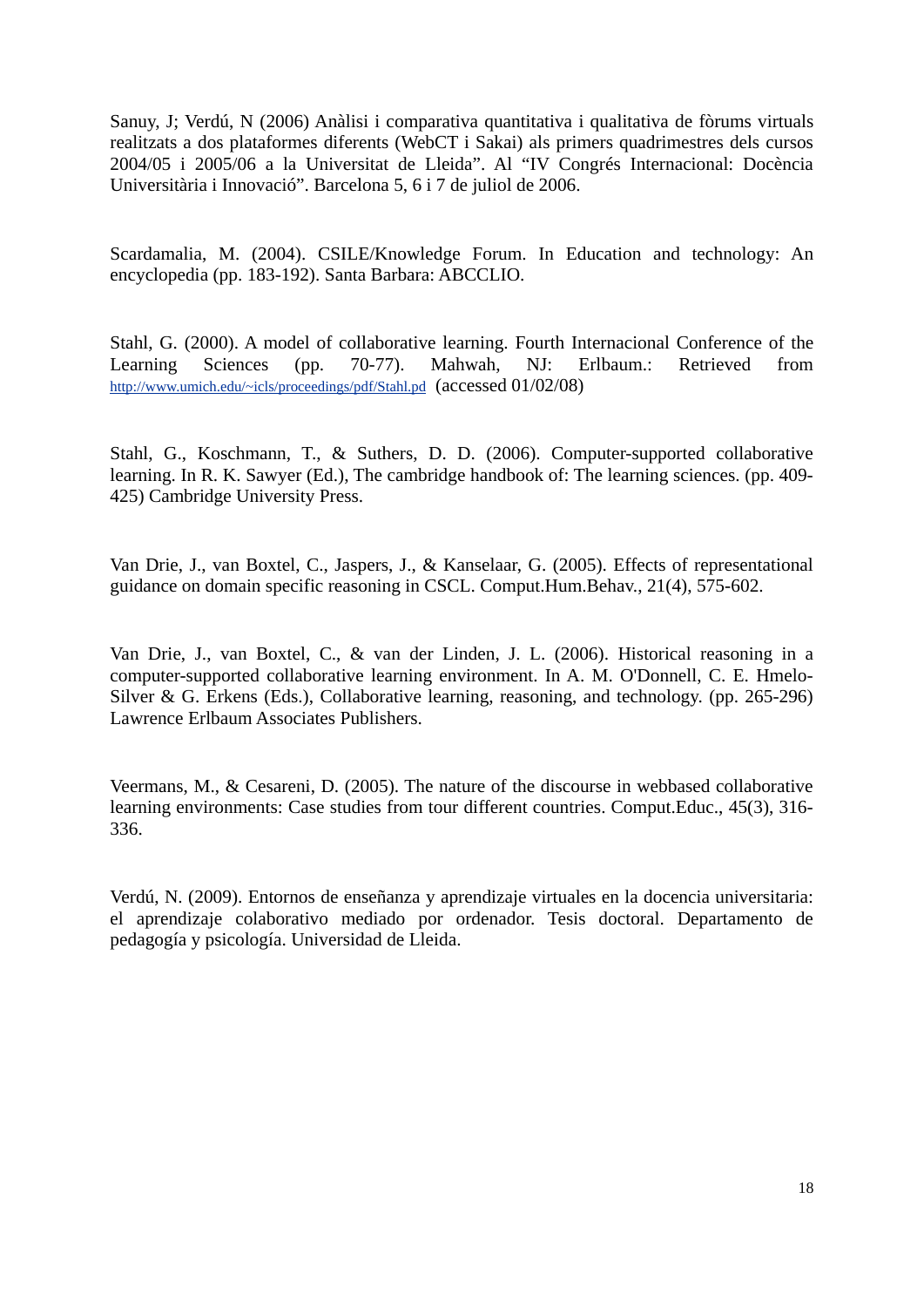Sanuy, J; Verdú, N (2006) Anàlisi i comparativa quantitativa i qualitativa de fòrums virtuals realitzats a dos plataformes diferents (WebCT i Sakai) als primers quadrimestres dels cursos 2004/05 i 2005/06 a la Universitat de Lleida". Al "IV Congrés Internacional: Docència Universitària i Innovació". Barcelona 5, 6 i 7 de juliol de 2006.

Scardamalia, M. (2004). CSILE/Knowledge Forum. In Education and technology: An encyclopedia (pp. 183-192). Santa Barbara: ABCCLIO.

Stahl, G. (2000). A model of collaborative learning. Fourth Internacional Conference of the Learning Sciences (pp. 70-77). Mahwah, NJ: Erlbaum.: Retrieved from http://www.umich.edu/~icls/proceedings/pdf/Stahl.pd (accessed 01/02/08)

Stahl, G., Koschmann, T., & Suthers, D. D. (2006). Computer-supported collaborative learning. In R. K. Sawyer (Ed.), The cambridge handbook of: The learning sciences. (pp. 409-425) Cambridge University Press.

Van Drie, J., van Boxtel, C., Jaspers, J., & Kanselaar, G. (2005). Effects of representational guidance on domain specific reasoning in CSCL. Comput.Hum.Behav., 21(4), 575-602.

Van Drie, J., van Boxtel, C., & van der Linden, J. L. (2006). Historical reasoning in a computer-supported collaborative learning environment. In A. M. O'Donnell, C. E. Hmelo-Silver & G. Erkens (Eds.), Collaborative learning, reasoning, and technology. (pp. 265-296) Lawrence Erlbaum Associates Publishers.

Veermans, M., & Cesareni, D. (2005). The nature of the discourse in webbased collaborative learning environments: Case studies from tour different countries. Comput.Educ., 45(3), 316-336.

Verdú, N. (2009). Entornos de enseñanza y aprendizaje virtuales en la docencia universitaria: el aprendizaje colaborativo mediado por ordenador. Tesis doctoral. Departamento de pedagogía y psicología. Universidad de Lleida.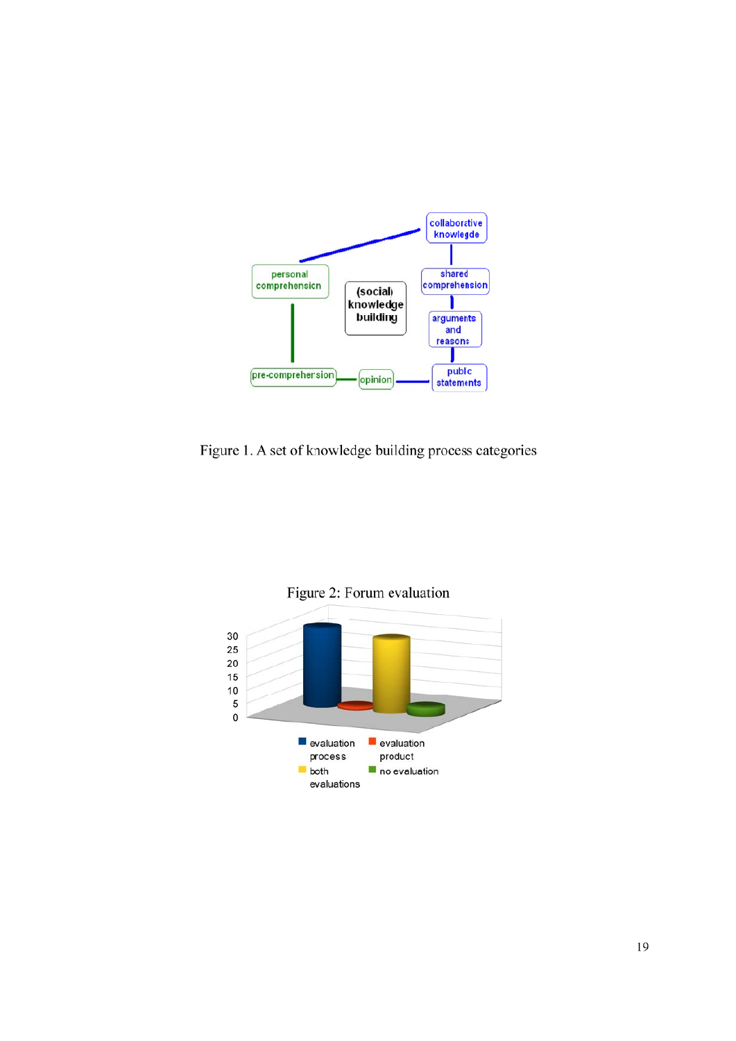Figure 1. A set of knowledge building process categories

Figure 2: Forum evaluation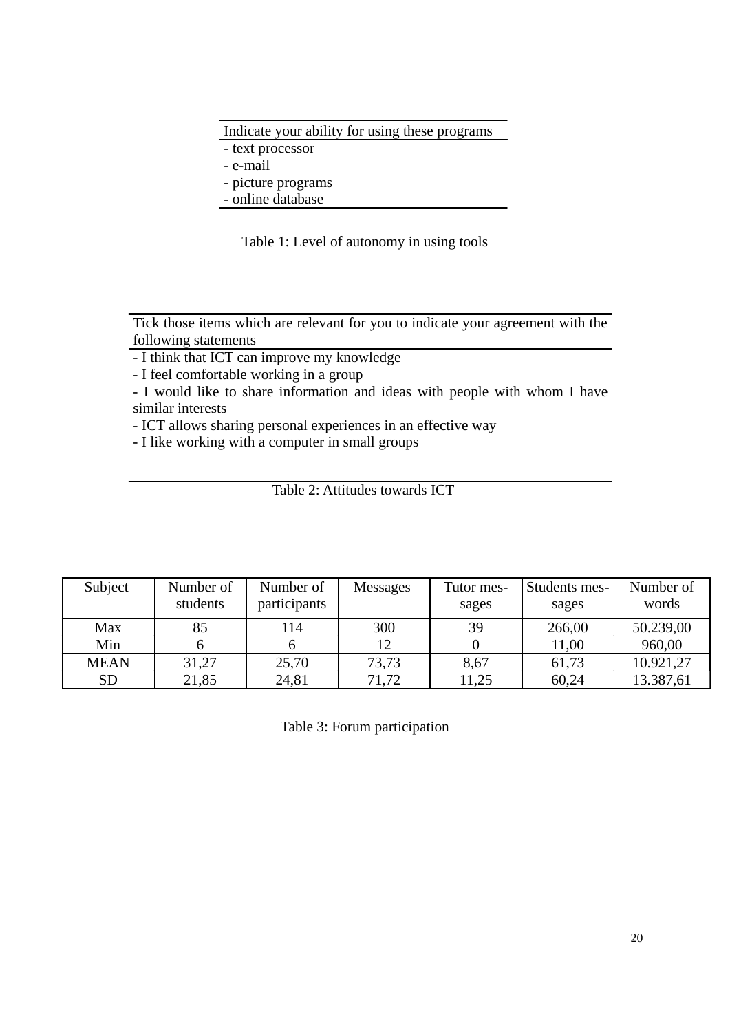| Indicate your ability for using these programs |
| --- |
| - text processor |
| - e-mail |
| - picture programs |
| - online database |

Table 1: Level of autonomy in using tools

| Tick those items which are relevant for you to indicate your agreement with the following statements |
| --- |
| - I think that ICT can improve my knowledge |
| - I feel comfortable working in a group |
| - I would like to share information and ideas with people with whom I have similar interests |
| - ICT allows sharing personal experiences in an effective way |
| - I like working with a computer in small groups |

Table 2: Attitudes towards ICT

| Subject | Number of students | Number of participants | Messages | Tutor messages | Students messages | Number of words |
| --- | --- | --- | --- | --- | --- | --- |
| Max | 85 | 114 | 300 | 39 | 266,00 | 50.239,00 |
| Min | 6 | 6 | 12 | 0 | 11,00 | 960,00 |
| MEAN | 31,27 | 25,70 | 73,73 | 8,67 | 61,73 | 10.921,27 |
| SD | 21,85 | 24,81 | 71,72 | 11,25 | 60,24 | 13.387,61 |

Table 3: Forum participation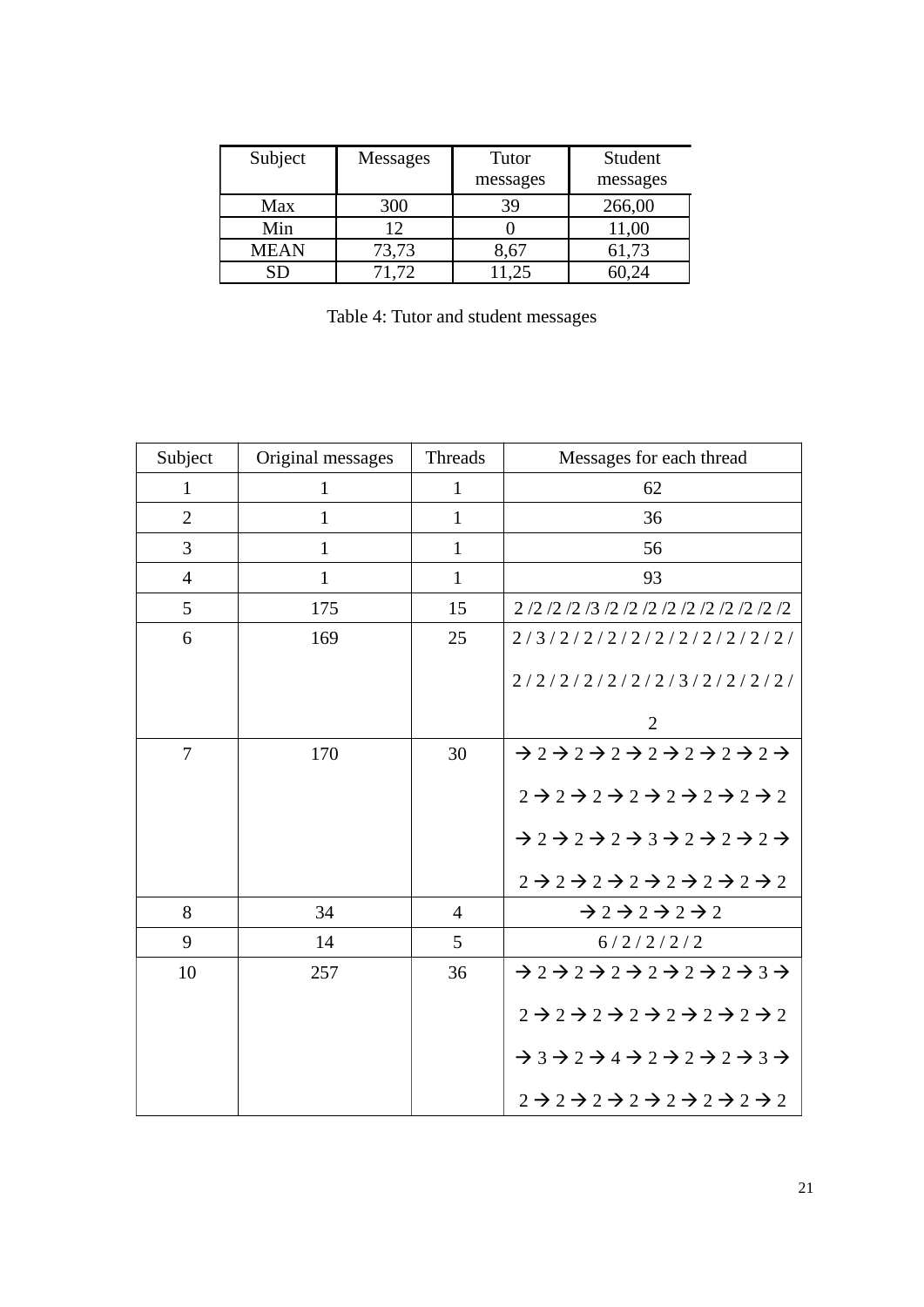| Subject | Messages | Tutor messages | Student messages |
| --- | --- | --- | --- |
| Max | 300 | 39 | 266,00 |
| Min | 12 | 0 | 11,00 |
| MEAN | 73,73 | 8,67 | 61,73 |
| SD | 71,72 | 11,25 | 60,24 |

Table 4: Tutor and student messages

| Subject | Original messages | Threads | Messages for each thread |
| --- | --- | --- | --- |
| 1 | 1 | 1 | 62 |
| 2 | 1 | 1 | 36 |
| 3 | 1 | 1 | 56 |
| 4 | 1 | 1 | 93 |
| 5 | 175 | 15 | 2 /2 /2 /2 /3 /2 /2 /2 /2 /2 /2 /2 /2 /2 /2 |
| 6 | 169 | 25 | 2 / 3 / 2 / 2 / 2 / 2 / 2 / 2 / 2 / 2 / 2 / 2 / 2 / 2 / 2 / 2 / 2 / 2 / 2 / 3 / 2 / 2 / 2 / 2 / 2 |
| 7 | 170 | 30 | → 2 → 2 → 2 → 2 → 2 → 2 → 2 → 2 → 2 → 2 → 2 → 2 → 2 → 2 → 2 → 2 → 2 → 2 → 2 → 2 → 3 → 2 → 2 → 2 → 2 → 2 → 2 → 2 → 2 → 2 → 2 → 2 → 2 |
| 8 | 34 | 4 | → 2 → 2 → 2 → 2 |
| 9 | 14 | 5 | 6 / 2 / 2 / 2 / 2 |
| 10 | 257 | 36 | → 2 → 2 → 2 → 2 → 2 → 2 → 2 → 3 → 2 → 2 → 2 → 2 → 2 → 2 → 2 → 2 → 3 → 2 → 4 → 2 → 2 → 2 → 3 → 2 → 2 → 2 → 2 → 2 → 2 → 2 → 2 |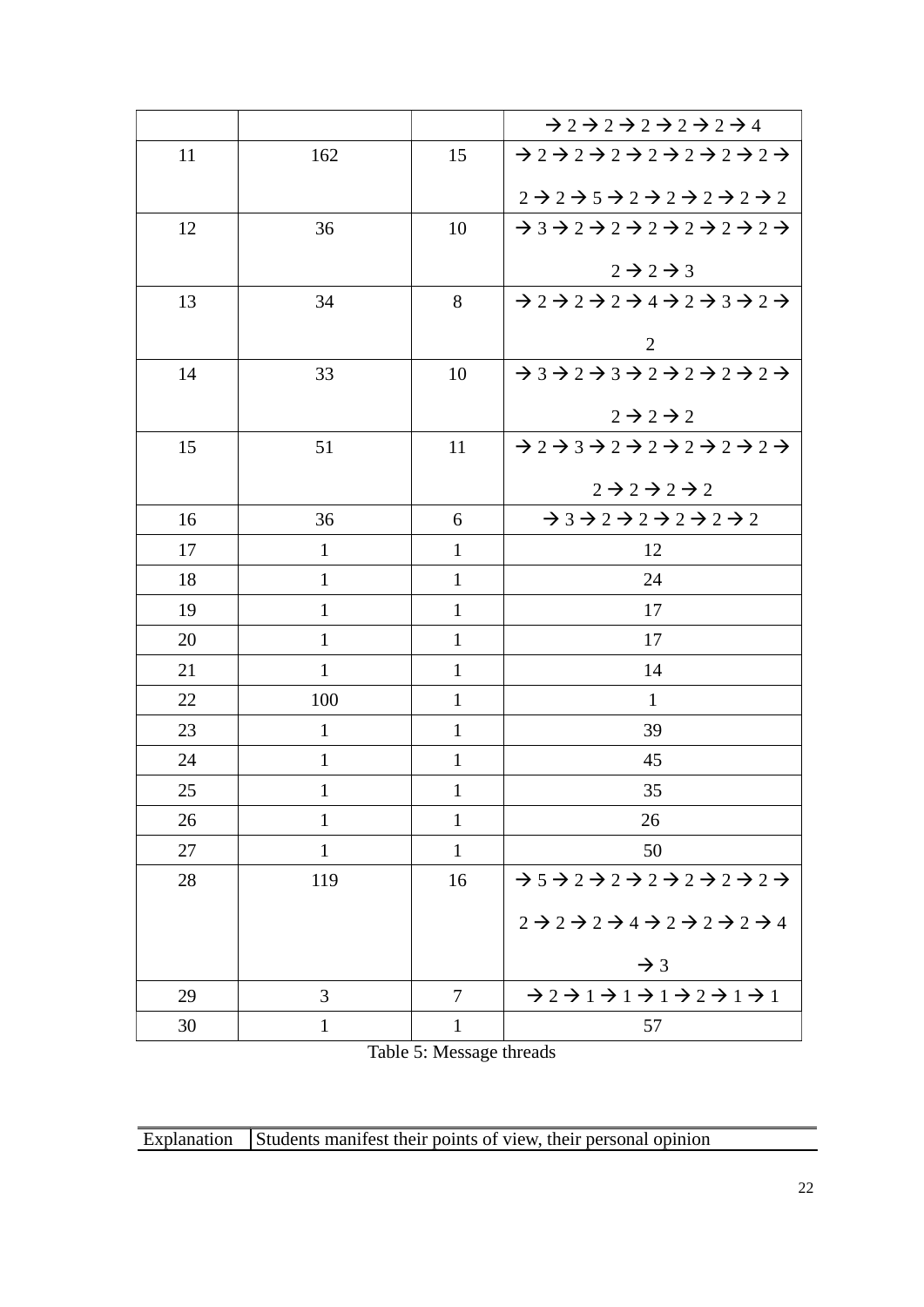| | | | → 2 → 2 → 2 → 2 → 2 → 4 |
|---|---|---|---|
| 11 | 162 | 15 | → 2 → 2 → 2 → 2 → 2 → 2 → 2 → 2 → 2 → 5 → 2 → 2 → 2 → 2 → 2 |
| 12 | 36 | 10 | → 3 → 2 → 2 → 2 → 2 → 2 → 2 → 2 → 2 → 3 |
| 13 | 34 | 8 | → 2 → 2 → 2 → 4 → 2 → 3 → 2 → 2 |
| 14 | 33 | 10 | → 3 → 2 → 3 → 2 → 2 → 2 → 2 → 2 → 2 → 2 |
| 15 | 51 | 11 | → 2 → 3 → 2 → 2 → 2 → 2 → 2 → 2 → 2 → 2 → 2 |
| 16 | 36 | 6 | → 3 → 2 → 2 → 2 → 2 → 2 |
| 17 | 1 | 1 | 12 |
| 18 | 1 | 1 | 24 |
| 19 | 1 | 1 | 17 |
| 20 | 1 | 1 | 17 |
| 21 | 1 | 1 | 14 |
| 22 | 100 | 1 | 1 |
| 23 | 1 | 1 | 39 |
| 24 | 1 | 1 | 45 |
| 25 | 1 | 1 | 35 |
| 26 | 1 | 1 | 26 |
| 27 | 1 | 1 | 50 |
| 28 | 119 | 16 | → 5 → 2 → 2 → 2 → 2 → 2 → 2 → 2 → 2 → 2 → 4 → 2 → 2 → 2 → 4 → 3 |
| 29 | 3 | 7 | → 2 → 1 → 1 → 1 → 2 → 1 → 1 |
| 30 | 1 | 1 | 57 |

Table 5: Message threads

| Explanation | Students manifest their points of view, their personal opinion |
|---|---|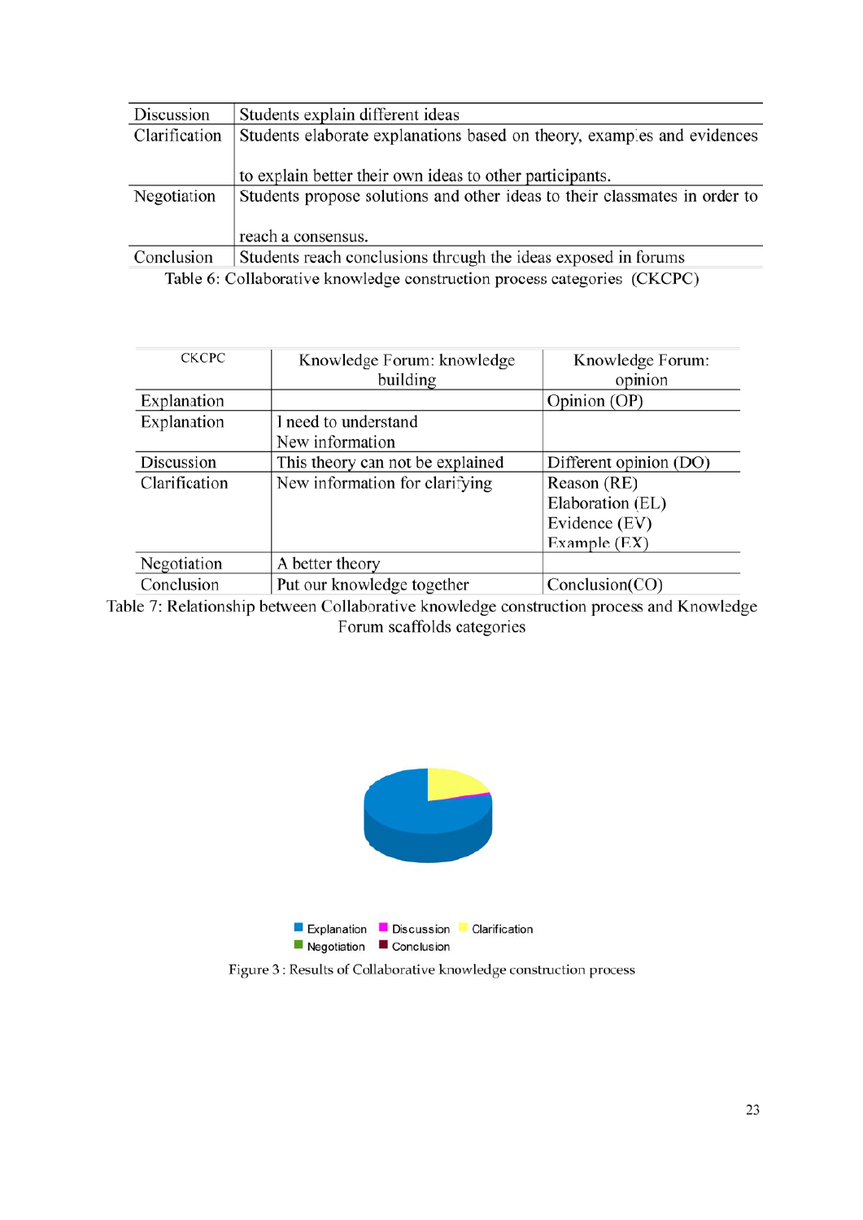| Discussion | Students explain different ideas |
|---|---|
| Clarification | Students elaborate explanations based on theory, examples and evidences to explain better their own ideas to other participants. |
| Negotiation | Students propose solutions and other ideas to their classmates in order to reach a consensus. |
| Conclusion | Students reach conclusions through the ideas exposed in forums |

Table 6: Collaborative knowledge construction process categories (CKCPC)

| CKCPC | Knowledge Forum: knowledge building | Knowledge Forum: opinion |
|---|---|---|
| Explanation | | Opinion (OP) |
| Explanation | I need to understand<br>New information | |
| Discussion | This theory can not be explained | Different opinion (DO) |
| Clarification | New information for clarifying | Reason (RE)<br>Elaboration (EL)<br>Evidence (EV)<br>Example (EX) |
| Negotiation | A better theory | |
| Conclusion | Put our knowledge together | Conclusion(CO) |

Table 7: Relationship between Collaborative knowledge construction process and Knowledge Forum scaffolds categories

Explanation Discussion Clarification Negotiation Conclusion

Figure 3 : Results of Collaborative knowledge construction process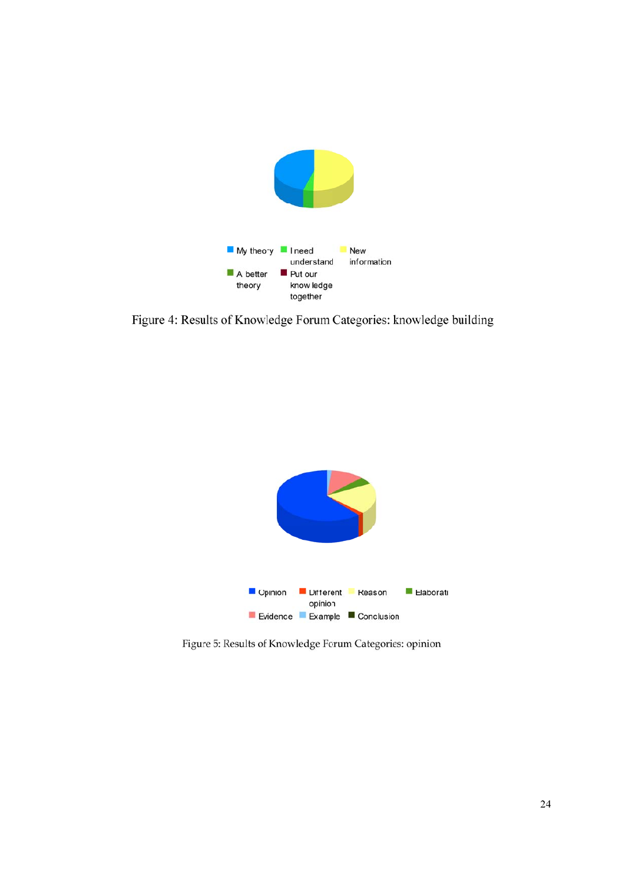My theory
I need understand
New information
A better theory
Put our know ledge together

Figure 4: Results of Knowledge Forum Categories: knowledge building

Opinion
Different opinion
Reason
Elaborati
Evidence
Example
Conclusion

Figure 5: Results of Knowledge Forum Categories: opinion